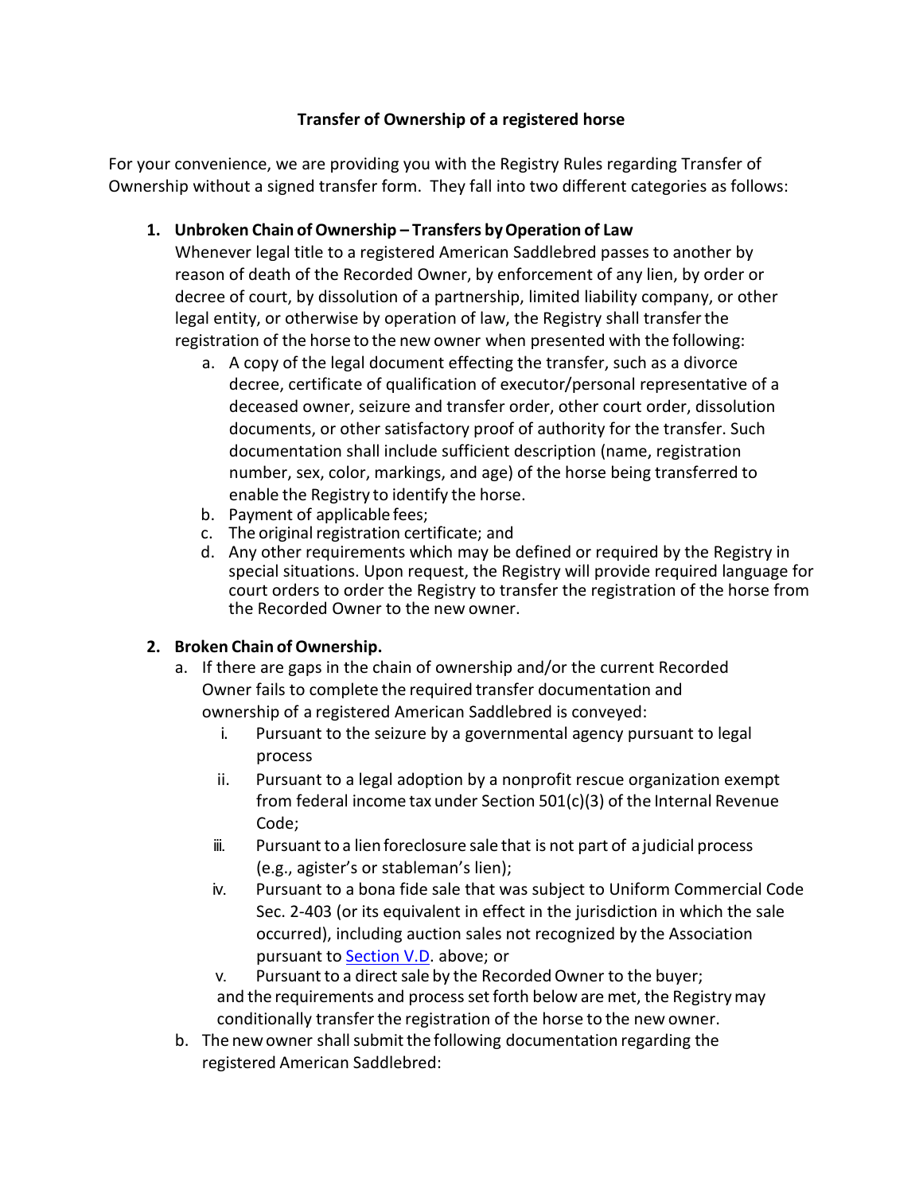**Transfer of Ownership of a registered horse**

For your convenience, we are providing you with the Registry Rules regarding Transfer of Ownership without a signed transfer form. They fall into two different categories as follows:

1. **Unbroken Chain of Ownership – Transfers by Operation of Law**
   Whenever legal title to a registered American Saddlebred passes to another by reason of death of the Recorded Owner, by enforcement of any lien, by order or decree of court, by dissolution of a partnership, limited liability company, or other legal entity, or otherwise by operation of law, the Registry shall transfer the registration of the horse to the new owner when presented with the following:
   a. A copy of the legal document effecting the transfer, such as a divorce decree, certificate of qualification of executor/personal representative of a deceased owner, seizure and transfer order, other court order, dissolution documents, or other satisfactory proof of authority for the transfer. Such documentation shall include sufficient description (name, registration number, sex, color, markings, and age) of the horse being transferred to enable the Registry to identify the horse.
   b. Payment of applicable fees;
   c. The original registration certificate; and
   d. Any other requirements which may be defined or required by the Registry in special situations. Upon request, the Registry will provide required language for court orders to order the Registry to transfer the registration of the horse from the Recorded Owner to the new owner.

2. **Broken Chain of Ownership.**
   a. If there are gaps in the chain of ownership and/or the current Recorded Owner fails to complete the required transfer documentation and ownership of a registered American Saddlebred is conveyed:
      i. Pursuant to the seizure by a governmental agency pursuant to legal process
      ii. Pursuant to a legal adoption by a nonprofit rescue organization exempt from federal income tax under Section 501(c)(3) of the Internal Revenue Code;
      iii. Pursuant to a lien foreclosure sale that is not part of a judicial process (e.g., agister's or stableman's lien);
      iv. Pursuant to a bona fide sale that was subject to Uniform Commercial Code Sec. 2-403 (or its equivalent in effect in the jurisdiction in which the sale occurred), including auction sales not recognized by the Association pursuant to Section V.D. above; or
      v. Pursuant to a direct sale by the Recorded Owner to the buyer;

      and the requirements and process set forth below are met, the Registry may conditionally transfer the registration of the horse to the new owner.
   b. The new owner shall submit the following documentation regarding the registered American Saddlebred: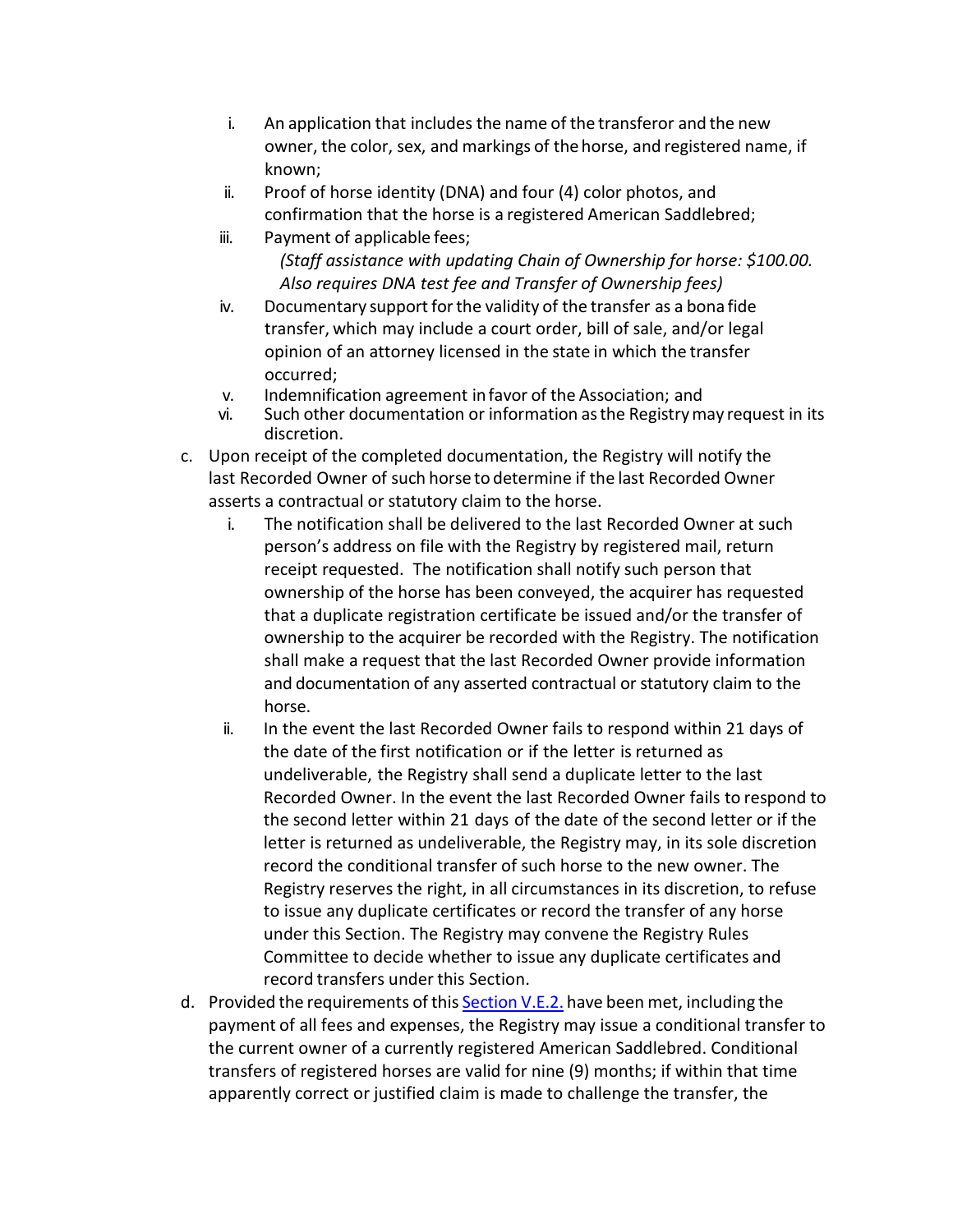i. An application that includes the name of the transferor and the new owner, the color, sex, and markings of the horse, and registered name, if known;

ii. Proof of horse identity (DNA) and four (4) color photos, and confirmation that the horse is a registered American Saddlebred;

iii. Payment of applicable fees;
*(Staff assistance with updating Chain of Ownership for horse: $100.00. Also requires DNA test fee and Transfer of Ownership fees)*

iv. Documentary support for the validity of the transfer as a bona fide transfer, which may include a court order, bill of sale, and/or legal opinion of an attorney licensed in the state in which the transfer occurred;

v. Indemnification agreement in favor of the Association; and

vi. Such other documentation or information as the Registry may request in its discretion.

c. Upon receipt of the completed documentation, the Registry will notify the last Recorded Owner of such horse to determine if the last Recorded Owner asserts a contractual or statutory claim to the horse.

i. The notification shall be delivered to the last Recorded Owner at such person's address on file with the Registry by registered mail, return receipt requested. The notification shall notify such person that ownership of the horse has been conveyed, the acquirer has requested that a duplicate registration certificate be issued and/or the transfer of ownership to the acquirer be recorded with the Registry. The notification shall make a request that the last Recorded Owner provide information and documentation of any asserted contractual or statutory claim to the horse.

ii. In the event the last Recorded Owner fails to respond within 21 days of the date of the first notification or if the letter is returned as undeliverable, the Registry shall send a duplicate letter to the last Recorded Owner. In the event the last Recorded Owner fails to respond to the second letter within 21 days of the date of the second letter or if the letter is returned as undeliverable, the Registry may, in its sole discretion record the conditional transfer of such horse to the new owner. The Registry reserves the right, in all circumstances in its discretion, to refuse to issue any duplicate certificates or record the transfer of any horse under this Section. The Registry may convene the Registry Rules Committee to decide whether to issue any duplicate certificates and record transfers under this Section.

d. Provided the requirements of this Section V.E.2. have been met, including the payment of all fees and expenses, the Registry may issue a conditional transfer to the current owner of a currently registered American Saddlebred. Conditional transfers of registered horses are valid for nine (9) months; if within that time apparently correct or justified claim is made to challenge the transfer, the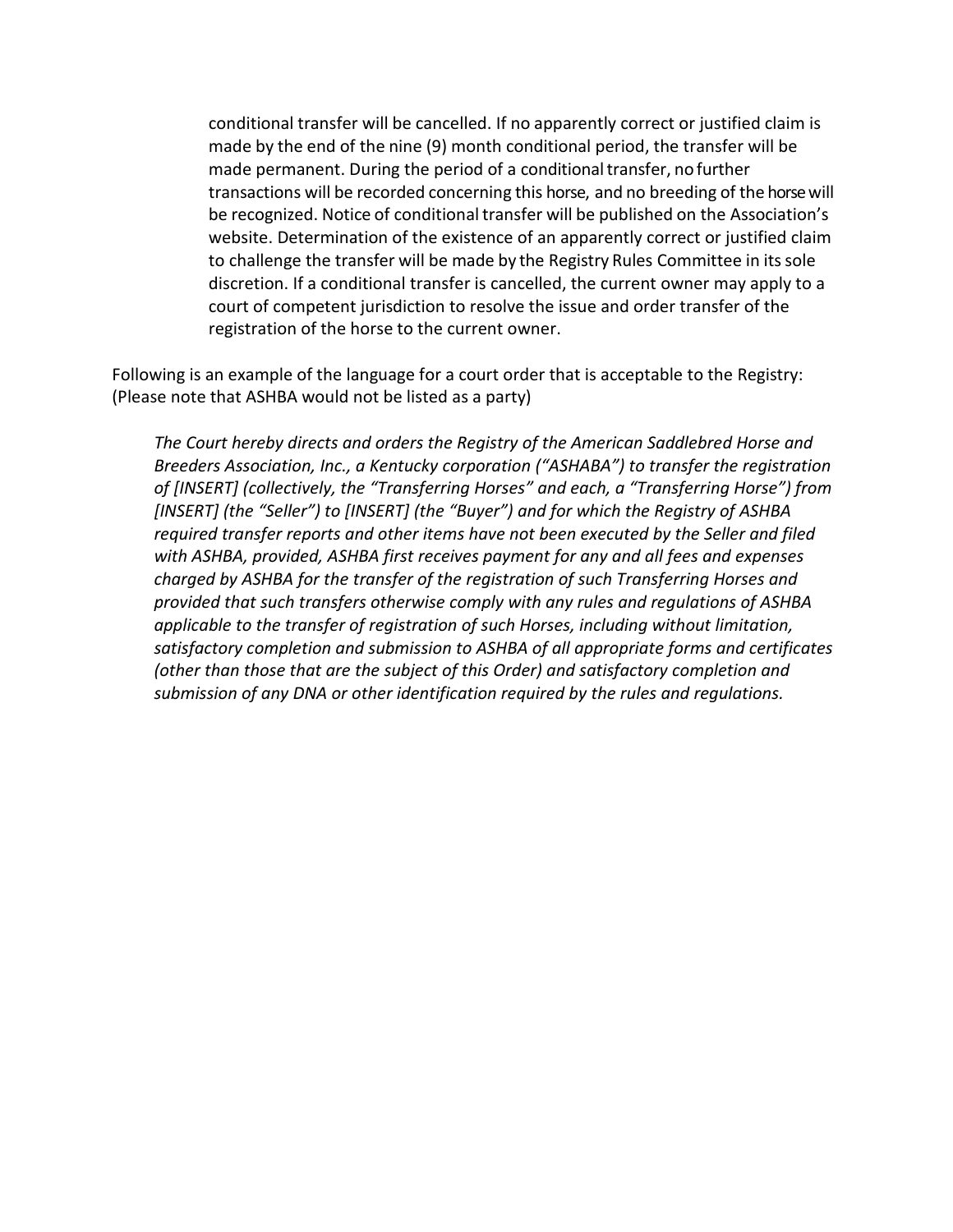conditional transfer will be cancelled. If no apparently correct or justified claim is made by the end of the nine (9) month conditional period, the transfer will be made permanent. During the period of a conditional transfer, no further transactions will be recorded concerning this horse, and no breeding of the horse will be recognized. Notice of conditional transfer will be published on the Association's website. Determination of the existence of an apparently correct or justified claim to challenge the transfer will be made by the Registry Rules Committee in its sole discretion. If a conditional transfer is cancelled, the current owner may apply to a court of competent jurisdiction to resolve the issue and order transfer of the registration of the horse to the current owner.

Following is an example of the language for a court order that is acceptable to the Registry: (Please note that ASHBA would not be listed as a party)

*The Court hereby directs and orders the Registry of the American Saddlebred Horse and Breeders Association, Inc., a Kentucky corporation ("ASHABA") to transfer the registration of [INSERT] (collectively, the "Transferring Horses" and each, a "Transferring Horse") from [INSERT] (the "Seller") to [INSERT] (the "Buyer") and for which the Registry of ASHBA required transfer reports and other items have not been executed by the Seller and filed with ASHBA, provided, ASHBA first receives payment for any and all fees and expenses charged by ASHBA for the transfer of the registration of such Transferring Horses and provided that such transfers otherwise comply with any rules and regulations of ASHBA applicable to the transfer of registration of such Horses, including without limitation, satisfactory completion and submission to ASHBA of all appropriate forms and certificates (other than those that are the subject of this Order) and satisfactory completion and submission of any DNA or other identification required by the rules and regulations.*